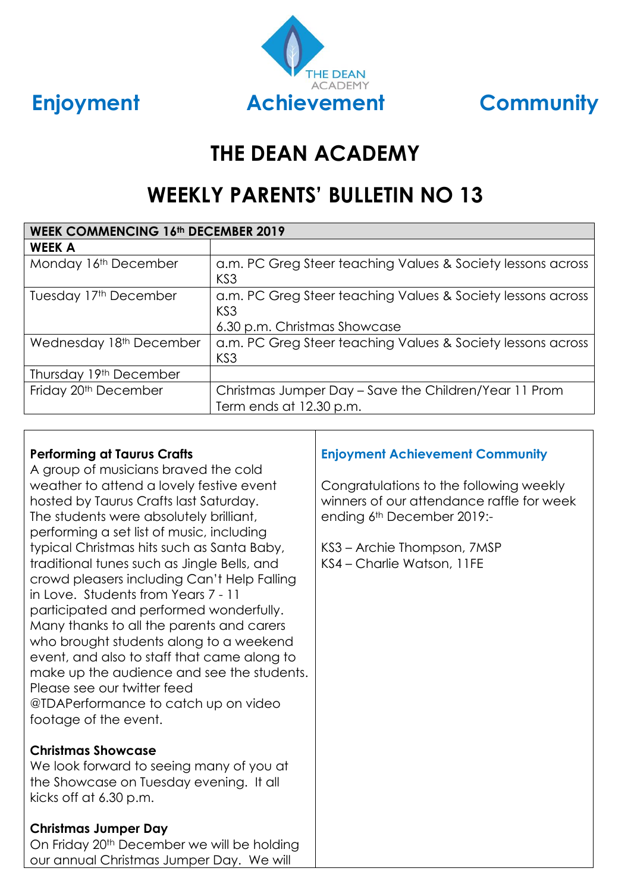THE DEAN ACADEMY

**Enjoyment** **Achievement** **Community**

# THE DEAN ACADEMY

# WEEKLY PARENTS' BULLETIN NO 13

| WEEK COMMENCING 16th DECEMBER 2019 | |
|---|---|
| **WEEK A** | |
| Monday 16th December | a.m. PC Greg Steer teaching Values & Society lessons across KS3 |
| Tuesday 17th December | a.m. PC Greg Steer teaching Values & Society lessons across KS3<br>6.30 p.m. Christmas Showcase |
| Wednesday 18th December | a.m. PC Greg Steer teaching Values & Society lessons across KS3 |
| Thursday 19th December | |
| Friday 20th December | Christmas Jumper Day – Save the Children/Year 11 Prom<br>Term ends at 12.30 p.m. |

**Performing at Taurus Crafts**

A group of musicians braved the cold weather to attend a lovely festive event hosted by Taurus Crafts last Saturday. The students were absolutely brilliant, performing a set list of music, including typical Christmas hits such as Santa Baby, traditional tunes such as Jingle Bells, and crowd pleasers including Can't Help Falling in Love. Students from Years 7 - 11 participated and performed wonderfully. Many thanks to all the parents and carers who brought students along to a weekend event, and also to staff that came along to make up the audience and see the students. Please see our twitter feed @TDAPerformance to catch up on video footage of the event.

**Christmas Showcase**

We look forward to seeing many of you at the Showcase on Tuesday evening. It all kicks off at 6.30 p.m.

**Christmas Jumper Day**

On Friday 20th December we will be holding our annual Christmas Jumper Day. We will

**Enjoyment Achievement Community**

Congratulations to the following weekly winners of our attendance raffle for week ending 6th December 2019:-

KS3 – Archie Thompson, 7MSP
KS4 – Charlie Watson, 11FE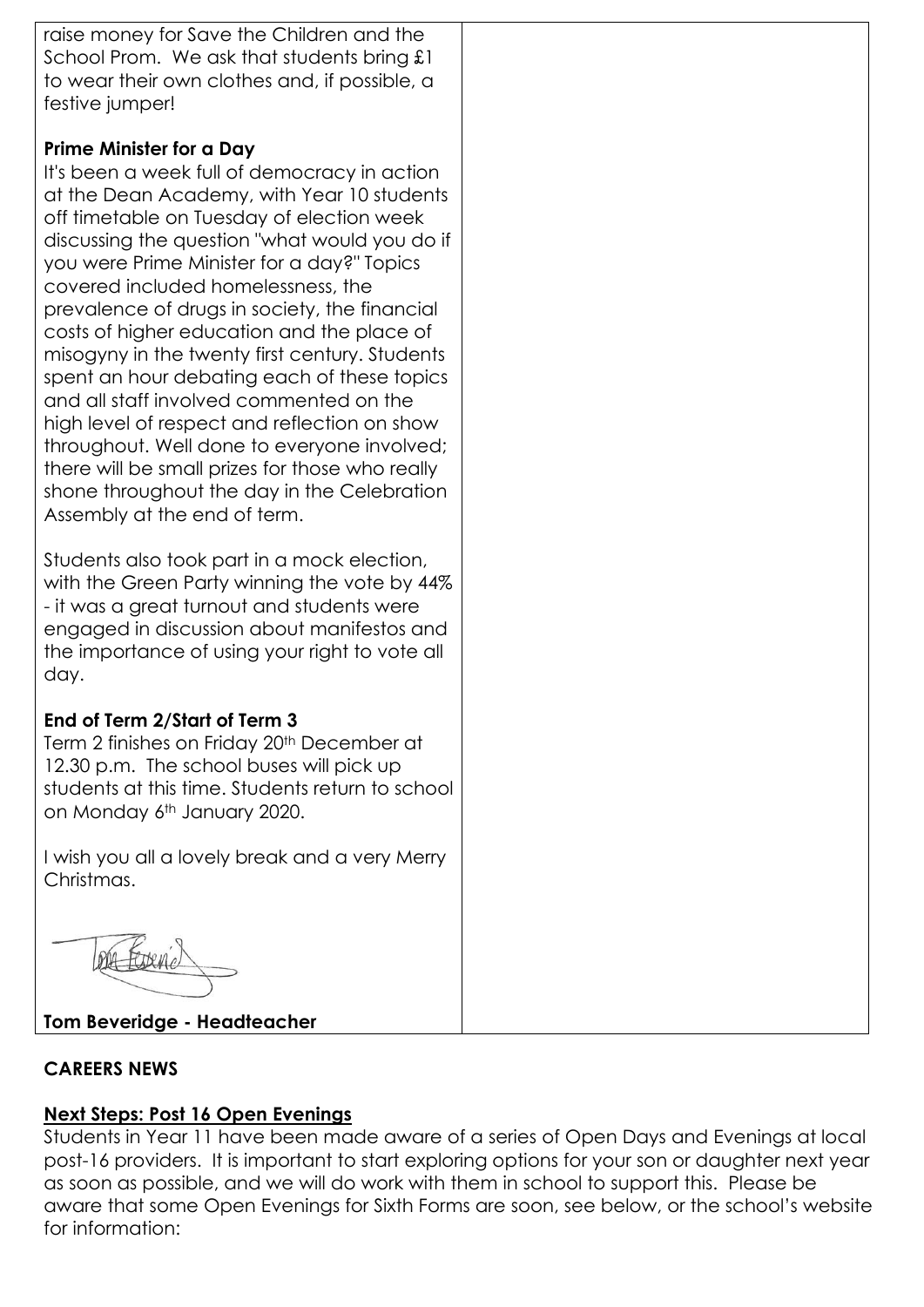raise money for Save the Children and the School Prom. We ask that students bring £1 to wear their own clothes and, if possible, a festive jumper!

**Prime Minister for a Day**

It's been a week full of democracy in action at the Dean Academy, with Year 10 students off timetable on Tuesday of election week discussing the question "what would you do if you were Prime Minister for a day?" Topics covered included homelessness, the prevalence of drugs in society, the financial costs of higher education and the place of misogyny in the twenty first century. Students spent an hour debating each of these topics and all staff involved commented on the high level of respect and reflection on show throughout. Well done to everyone involved; there will be small prizes for those who really shone throughout the day in the Celebration Assembly at the end of term.

Students also took part in a mock election, with the Green Party winning the vote by 44% - it was a great turnout and students were engaged in discussion about manifestos and the importance of using your right to vote all day.

**End of Term 2/Start of Term 3**

Term 2 finishes on Friday 20th December at 12.30 p.m. The school buses will pick up students at this time. Students return to school on Monday 6th January 2020.

I wish you all a lovely break and a very Merry Christmas.

**Tom Beveridge - Headteacher**

**CAREERS NEWS**

**Next Steps: Post 16 Open Evenings**

Students in Year 11 have been made aware of a series of Open Days and Evenings at local post-16 providers. It is important to start exploring options for your son or daughter next year as soon as possible, and we will do work with them in school to support this. Please be aware that some Open Evenings for Sixth Forms are soon, see below, or the school's website for information: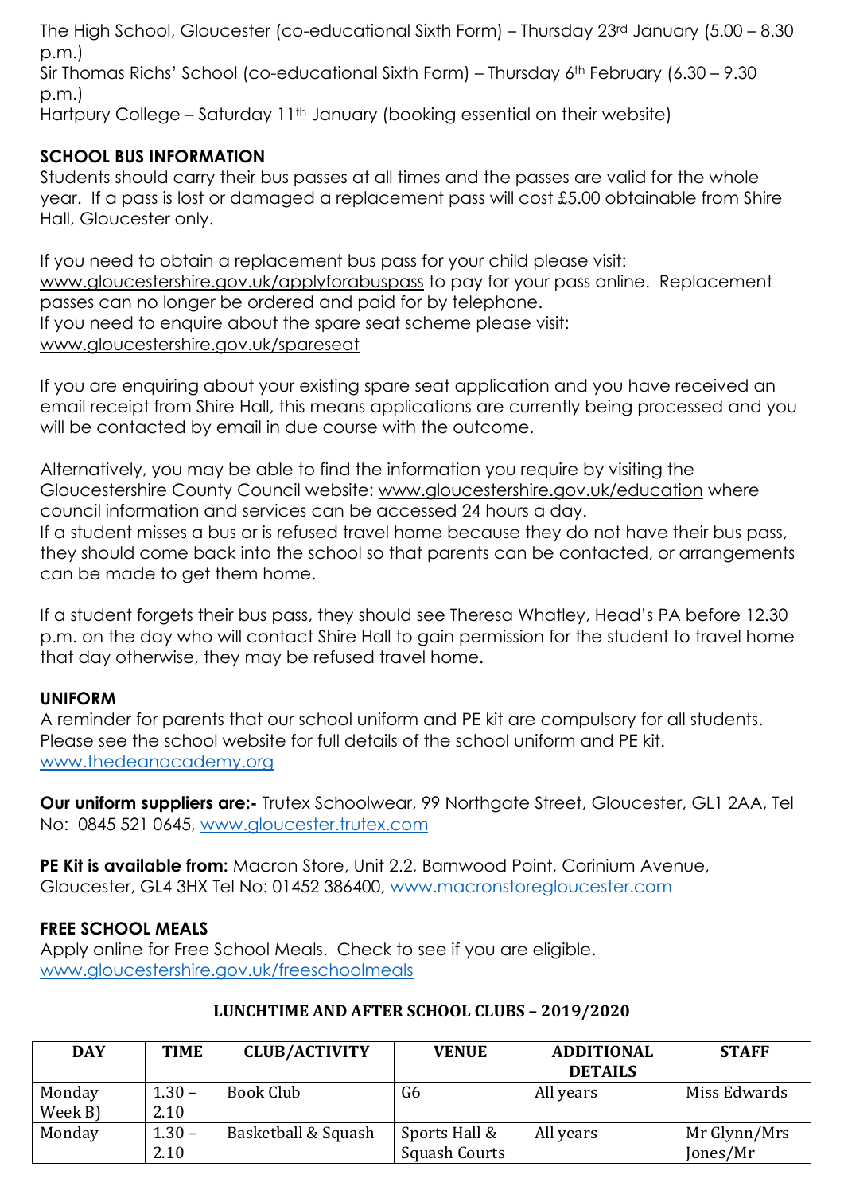The High School, Gloucester (co-educational Sixth Form) – Thursday 23rd January (5.00 – 8.30 p.m.)
Sir Thomas Richs' School (co-educational Sixth Form) – Thursday 6th February (6.30 – 9.30 p.m.)
Hartpury College – Saturday 11th January (booking essential on their website)

**SCHOOL BUS INFORMATION**

Students should carry their bus passes at all times and the passes are valid for the whole year. If a pass is lost or damaged a replacement pass will cost £5.00 obtainable from Shire Hall, Gloucester only.

If you need to obtain a replacement bus pass for your child please visit: www.gloucestershire.gov.uk/applyforabuspass to pay for your pass online. Replacement passes can no longer be ordered and paid for by telephone.
If you need to enquire about the spare seat scheme please visit: www.gloucestershire.gov.uk/spareseat

If you are enquiring about your existing spare seat application and you have received an email receipt from Shire Hall, this means applications are currently being processed and you will be contacted by email in due course with the outcome.

Alternatively, you may be able to find the information you require by visiting the Gloucestershire County Council website: www.gloucestershire.gov.uk/education where council information and services can be accessed 24 hours a day.
If a student misses a bus or is refused travel home because they do not have their bus pass, they should come back into the school so that parents can be contacted, or arrangements can be made to get them home.

If a student forgets their bus pass, they should see Theresa Whatley, Head's PA before 12.30 p.m. on the day who will contact Shire Hall to gain permission for the student to travel home that day otherwise, they may be refused travel home.

**UNIFORM**

A reminder for parents that our school uniform and PE kit are compulsory for all students. Please see the school website for full details of the school uniform and PE kit. www.thedeanacademy.org

**Our uniform suppliers are:-** Trutex Schoolwear, 99 Northgate Street, Gloucester, GL1 2AA, Tel No: 0845 521 0645, www.gloucester.trutex.com

**PE Kit is available from:** Macron Store, Unit 2.2, Barnwood Point, Corinium Avenue, Gloucester, GL4 3HX Tel No: 01452 386400, www.macronstoregloucester.com

**FREE SCHOOL MEALS**

Apply online for Free School Meals. Check to see if you are eligible. www.gloucestershire.gov.uk/freeschoolmeals

**LUNCHTIME AND AFTER SCHOOL CLUBS – 2019/2020**

| DAY | TIME | CLUB/ACTIVITY | VENUE | ADDITIONAL DETAILS | STAFF |
|---|---|---|---|---|---|
| Monday Week B) | 1.30 – 2.10 | Book Club | G6 | All years | Miss Edwards |
| Monday | 1.30 – 2.10 | Basketball & Squash | Sports Hall & Squash Courts | All years | Mr Glynn/Mrs Jones/Mr |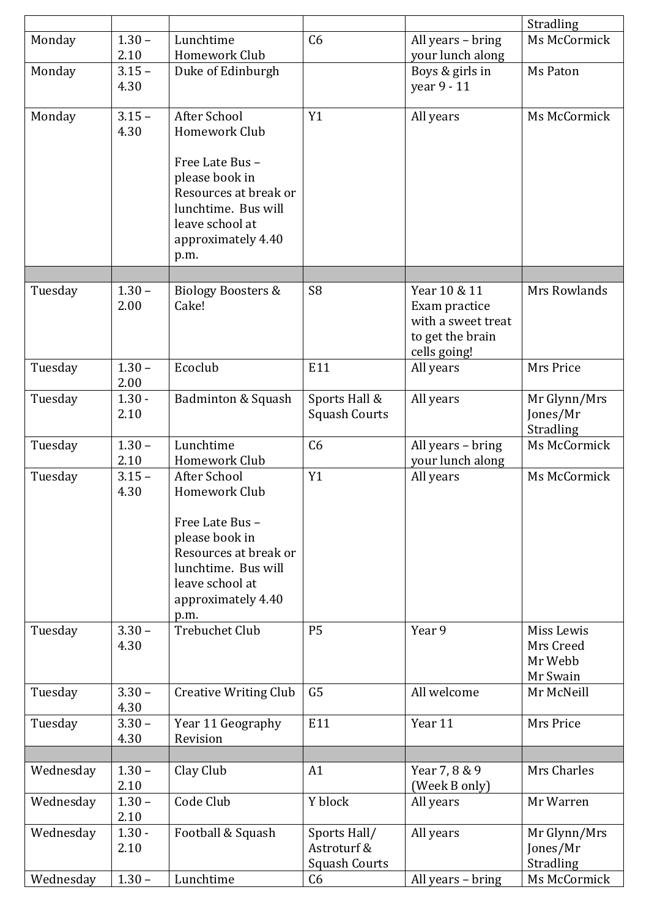| | | | | | Stradling |
|---|---|---|---|---|---|
| Monday | 1.30 – 2.10 | Lunchtime Homework Club | C6 | All years – bring your lunch along | Ms McCormick |
| Monday | 3.15 – 4.30 | Duke of Edinburgh | | Boys & girls in year 9 - 11 | Ms Paton |
| Monday | 3.15 – 4.30 | After School Homework Club<br><br>Free Late Bus – please book in Resources at break or lunchtime. Bus will leave school at approximately 4.40 p.m. | Y1 | All years | Ms McCormick |
| | | | | | |
| Tuesday | 1.30 – 2.00 | Biology Boosters & Cake! | S8 | Year 10 & 11 Exam practice with a sweet treat to get the brain cells going! | Mrs Rowlands |
| Tuesday | 1.30 – 2.00 | Ecoclub | E11 | All years | Mrs Price |
| Tuesday | 1.30 - 2.10 | Badminton & Squash | Sports Hall & Squash Courts | All years | Mr Glynn/Mrs Jones/Mr Stradling |
| Tuesday | 1.30 – 2.10 | Lunchtime Homework Club | C6 | All years – bring your lunch along | Ms McCormick |
| Tuesday | 3.15 – 4.30 | After School Homework Club<br><br>Free Late Bus – please book in Resources at break or lunchtime. Bus will leave school at approximately 4.40 p.m. | Y1 | All years | Ms McCormick |
| Tuesday | 3.30 – 4.30 | Trebuchet Club | P5 | Year 9 | Miss Lewis<br>Mrs Creed<br>Mr Webb<br>Mr Swain |
| Tuesday | 3.30 – 4.30 | Creative Writing Club | G5 | All welcome | Mr McNeill |
| Tuesday | 3.30 – 4.30 | Year 11 Geography Revision | E11 | Year 11 | Mrs Price |
| | | | | | |
| Wednesday | 1.30 – 2.10 | Clay Club | A1 | Year 7, 8 & 9 (Week B only) | Mrs Charles |
| Wednesday | 1.30 – 2.10 | Code Club | Y block | All years | Mr Warren |
| Wednesday | 1.30 - 2.10 | Football & Squash | Sports Hall/ Astroturf & Squash Courts | All years | Mr Glynn/Mrs Jones/Mr Stradling |
| Wednesday | 1.30 – | Lunchtime | C6 | All years – bring | Ms McCormick |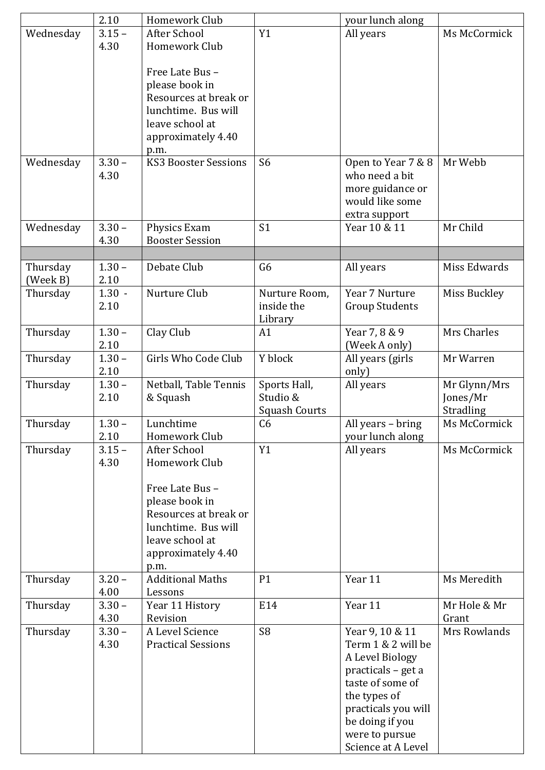| | | | | | |
|---|---|---|---|---|---|
| | 2.10 | Homework Club | | your lunch along | |
| Wednesday | 3.15 – 4.30 | After School Homework Club<br><br>Free Late Bus – please book in Resources at break or lunchtime. Bus will leave school at approximately 4.40 p.m. | Y1 | All years | Ms McCormick |
| Wednesday | 3.30 – 4.30 | KS3 Booster Sessions | S6 | Open to Year 7 & 8 who need a bit more guidance or would like some extra support | Mr Webb |
| Wednesday | 3.30 – 4.30 | Physics Exam Booster Session | S1 | Year 10 & 11 | Mr Child |
| | | | | | |
| Thursday (Week B) | 1.30 – 2.10 | Debate Club | G6 | All years | Miss Edwards |
| Thursday | 1.30 - 2.10 | Nurture Club | Nurture Room, inside the Library | Year 7 Nurture Group Students | Miss Buckley |
| Thursday | 1.30 – 2.10 | Clay Club | A1 | Year 7, 8 & 9 (Week A only) | Mrs Charles |
| Thursday | 1.30 – 2.10 | Girls Who Code Club | Y block | All years (girls only) | Mr Warren |
| Thursday | 1.30 – 2.10 | Netball, Table Tennis & Squash | Sports Hall, Studio & Squash Courts | All years | Mr Glynn/Mrs Jones/Mr Stradling |
| Thursday | 1.30 – 2.10 | Lunchtime Homework Club | C6 | All years – bring your lunch along | Ms McCormick |
| Thursday | 3.15 – 4.30 | After School Homework Club<br><br>Free Late Bus – please book in Resources at break or lunchtime. Bus will leave school at approximately 4.40 p.m. | Y1 | All years | Ms McCormick |
| Thursday | 3.20 – 4.00 | Additional Maths Lessons | P1 | Year 11 | Ms Meredith |
| Thursday | 3.30 – 4.30 | Year 11 History Revision | E14 | Year 11 | Mr Hole & Mr Grant |
| Thursday | 3.30 – 4.30 | A Level Science Practical Sessions | S8 | Year 9, 10 & 11 Term 1 & 2 will be A Level Biology practicals – get a taste of some of the types of practicals you will be doing if you were to pursue Science at A Level | Mrs Rowlands |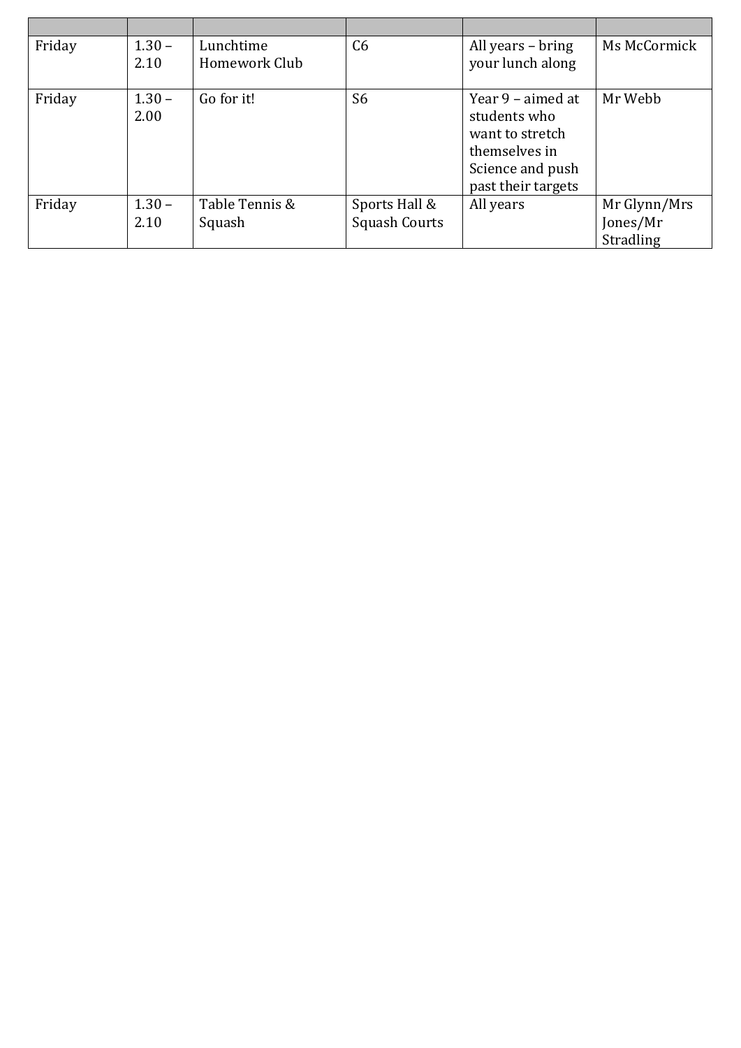| | | | | | |
|---|---|---|---|---|---|
| Friday | 1.30 – 2.10 | Lunchtime Homework Club | C6 | All years – bring your lunch along | Ms McCormick |
| Friday | 1.30 – 2.00 | Go for it! | S6 | Year 9 – aimed at students who want to stretch themselves in Science and push past their targets | Mr Webb |
| Friday | 1.30 – 2.10 | Table Tennis & Squash | Sports Hall & Squash Courts | All years | Mr Glynn/Mrs Jones/Mr Stradling |